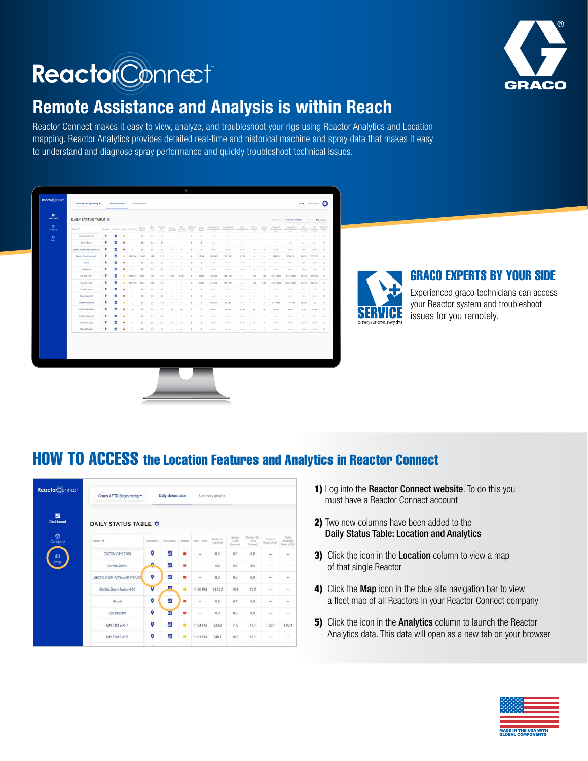# ReactorConnect™

## Remote Assistance and Analysis is within Reach

Reactor Connect makes it easy to view, analyze, and troubleshoot your rigs using Reactor Analytics and Location mapping. Reactor Analytics provides detailed real-time and historical machine and spray data that makes it easy to understand and diagnose spray performance and quickly troubleshoot technical issues.

### GRACO EXPERTS BY YOUR SIDE

Experienced graco technicians can access your Reactor system and troubleshoot issues for you remotely.

## HOW TO ACCESS the Location Features and Analytics in Reactor Connect

**1)** Log into the **Reactor Connect website**. To do this you must have a Reactor Connect account

**2)** Two new columns have been added to the **Daily Status Table: Location and Analytics**

**3)** Click the icon in the **Location** column to view a map of that single Reactor

**4)** Click the **Map** icon in the blue site navigation bar to view a fleet map of all Reactors in your Reactor Connect company

**5)** Click the icon in the **Analytics** column to launch the Reactor Analytics data. This data will open as a new tab on your browser

MADE IN THE USA WITH GLOBAL COMPONENTS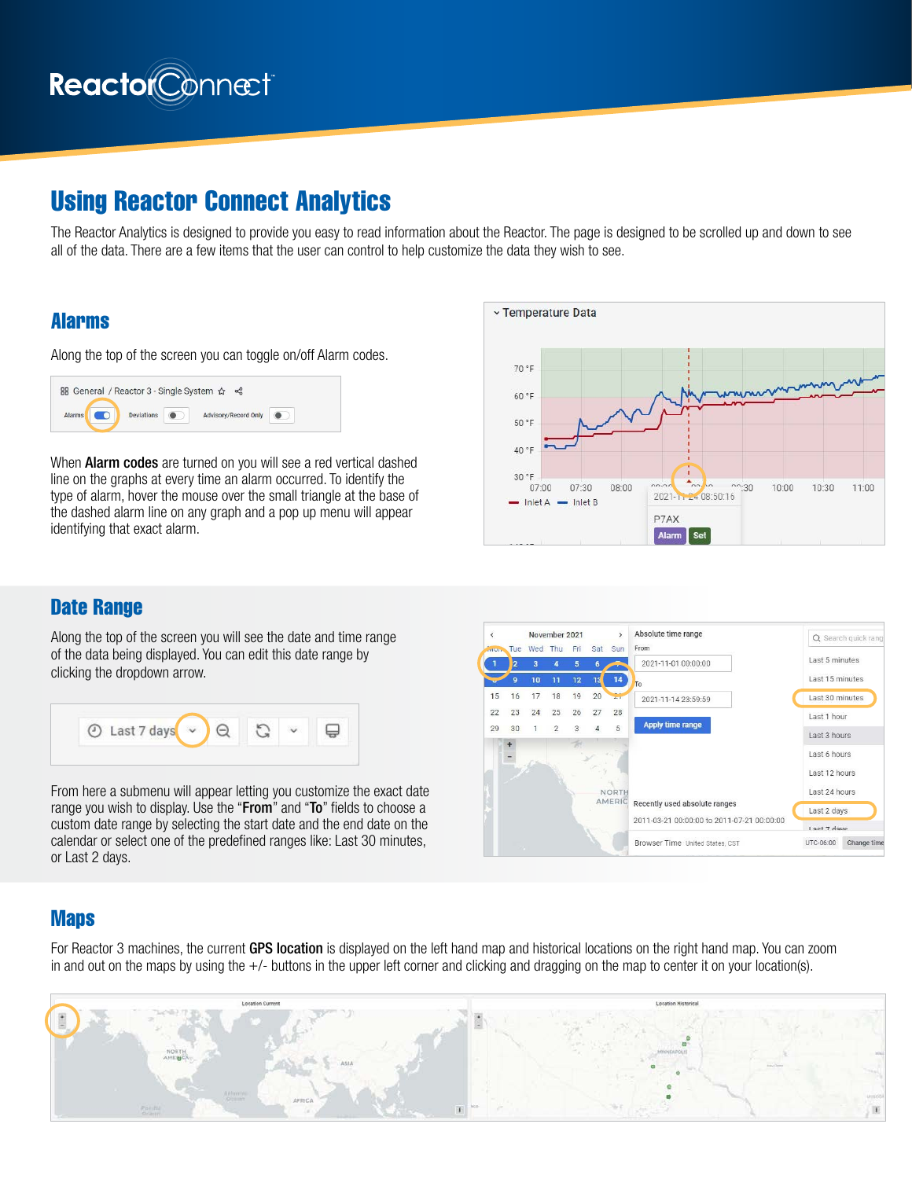# Using Reactor Connect Analytics

The Reactor Analytics is designed to provide you easy to read information about the Reactor. The page is designed to be scrolled up and down to see all of the data. There are a few items that the user can control to help customize the data they wish to see.

## Alarms

Along the top of the screen you can toggle on/off Alarm codes.

When **Alarm codes** are turned on you will see a red vertical dashed line on the graphs at every time an alarm occurred. To identify the type of alarm, hover the mouse over the small triangle at the base of the dashed alarm line on any graph and a pop up menu will appear identifying that exact alarm.

## Date Range

Along the top of the screen you will see the date and time range of the data being displayed. You can edit this date range by clicking the dropdown arrow.

From here a submenu will appear letting you customize the exact date range you wish to display. Use the "**From**" and "**To**" fields to choose a custom date range by selecting the start date and the end date on the calendar or select one of the predefined ranges like: Last 30 minutes, or Last 2 days.

## Maps

For Reactor 3 machines, the current **GPS location** is displayed on the left hand map and historical locations on the right hand map. You can zoom in and out on the maps by using the +/- buttons in the upper left corner and clicking and dragging on the map to center it on your location(s).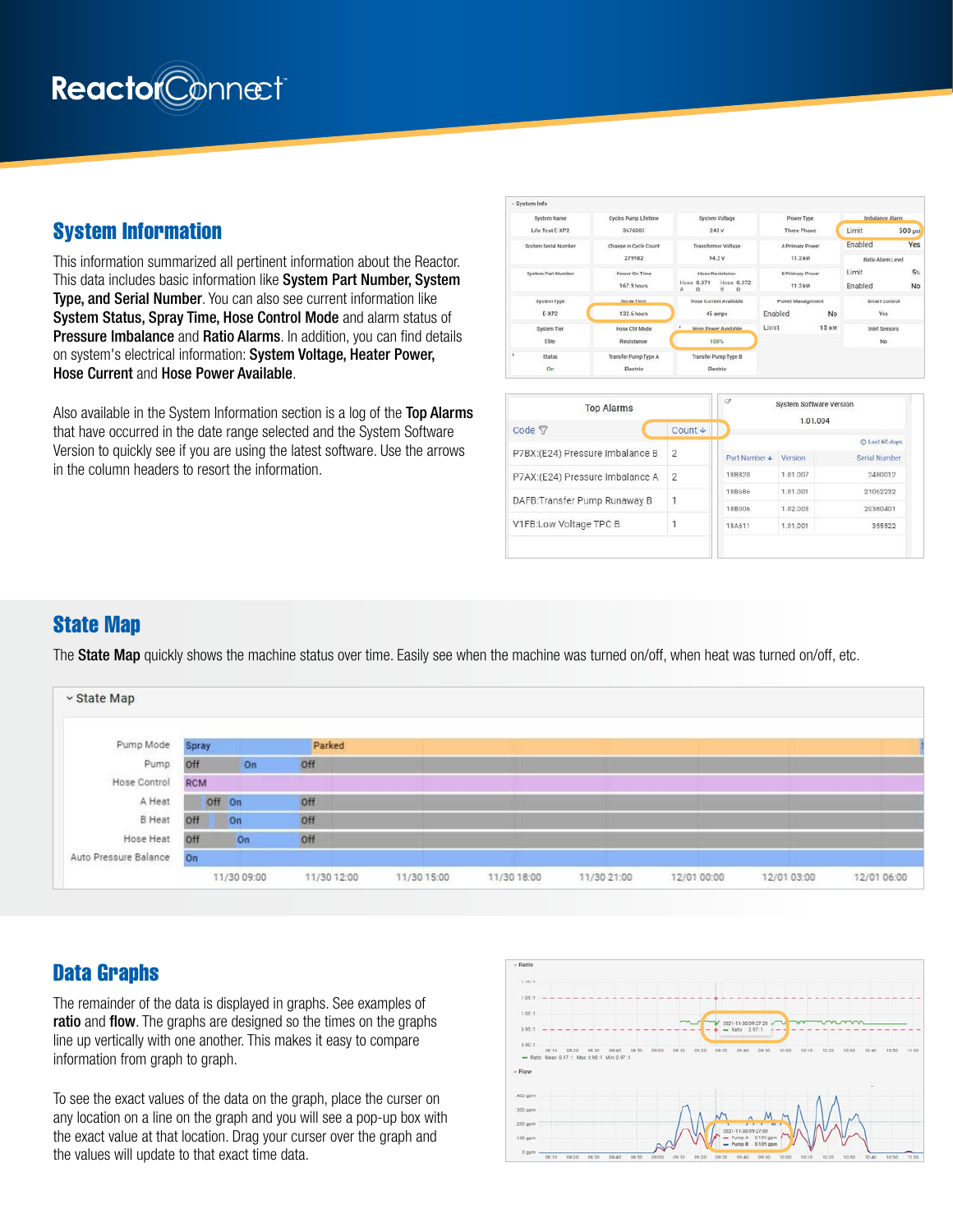# ReactorConnect

## System Information

This information summarized all pertinent information about the Reactor. This data includes basic information like **System Part Number, System Type, and Serial Number**. You can also see current information like **System Status, Spray Time, Hose Control Mode** and alarm status of **Pressure Imbalance** and **Ratio Alarms**. In addition, you can find details on system's electrical information: **System Voltage, Heater Power, Hose Current** and **Hose Power Available**.

Also available in the System Information section is a log of the **Top Alarms** that have occurred in the date range selected and the System Software Version to quickly see if you are using the latest software. Use the arrows in the column headers to resort the information.

## State Map

The **State Map** quickly shows the machine status over time. Easily see when the machine was turned on/off, when heat was turned on/off, etc.

## Data Graphs

The remainder of the data is displayed in graphs. See examples of **ratio** and **flow**. The graphs are designed so the times on the graphs line up vertically with one another. This makes it easy to compare information from graph to graph.

To see the exact values of the data on the graph, place the curser on any location on a line on the graph and you will see a pop-up box with the exact value at that location. Drag your curser over the graph and the values will update to that exact time data.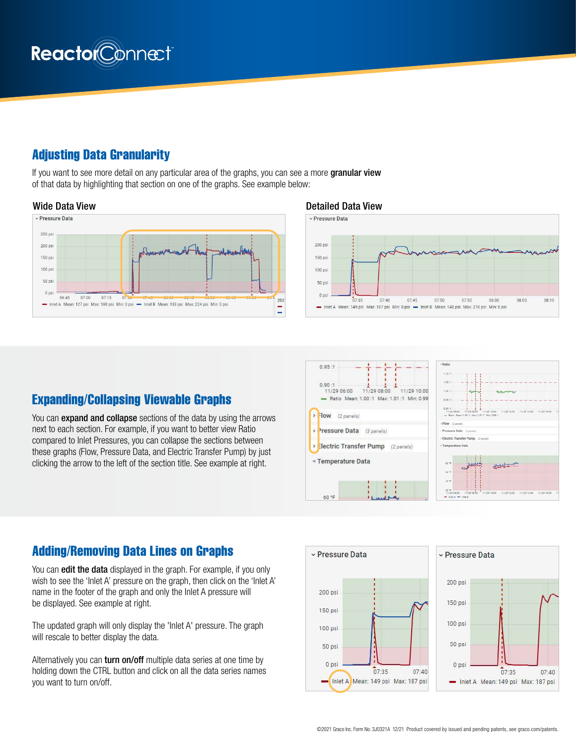ReactorConnect

## Adjusting Data Granularity

If you want to see more detail on any particular area of the graphs, you can see a more **granular view** of that data by highlighting that section on one of the graphs. See example below:

### Wide Data View

Pressure Data

250 psi
200 psi
150 psi
100 psi
50 psi
0 psi

06:45 07:00 07:15 07:30 07:45 08:00 08:15 08:30 08:45 09:00

Inlet A Mean: 127 psi Max: 188 psi Min: 0 psi
Inlet B Mean: 133 psi Max: 224 psi Min: 0 psi

### Detailed Data View

Pressure Data

200 psi
150 psi
100 psi
50 psi
0 psi

07:35 07:40 07:45 07:50 07:55 08:00 08:05 08:10

Inlet A Mean: 149 psi Max: 187 psi Min: 0 psi
Inlet B Mean: 148 psi Max: 210 psi Min: 0 psi

## Expanding/Collapsing Viewable Graphs

You can **expand and collapse** sections of the data by using the arrows next to each section. For example, if you want to better view Ratio compared to Inlet Pressures, you can collapse the sections between these graphs (Flow, Pressure Data, and Electric Transfer Pump) by just clicking the arrow to the left of the section title. See example at right.

0.95 :1
0.90 :1
11/29 06:00 11/29 08:00 11/29 10:00
Ratio Mean: 1.00 :1 Max: 1.01 :1 Min: 0.99

Flow (2 panels)
Pressure Data (3 panels)
Electric Transfer Pump (2 panels)
Temperature Data
60 °F

## Adding/Removing Data Lines on Graphs

You can **edit the data** displayed in the graph. For example, if you only wish to see the 'Inlet A' pressure on the graph, then click on the 'Inlet A' name in the footer of the graph and only the Inlet A pressure will be displayed. See example at right.

The updated graph will only display the 'Inlet A' pressure. The graph will rescale to better display the data.

Alternatively you can **turn on/off** multiple data series at one time by holding down the CTRL button and click on all the data series names you want to turn on/off.

Pressure Data

200 psi
150 psi
100 psi
50 psi
0 psi
07:35 07:40
Inlet A Mean: 149 psi Max: 187 psi

Pressure Data

200 psi
150 psi
100 psi
50 psi
0 psi
07:35 07:40
Inlet A Mean: 149 psi Max: 187 psi

©2021 Graco Inc. Form No. 3J0321A 12/21 Product covered by issued and pending patents, see graco.com/patents.